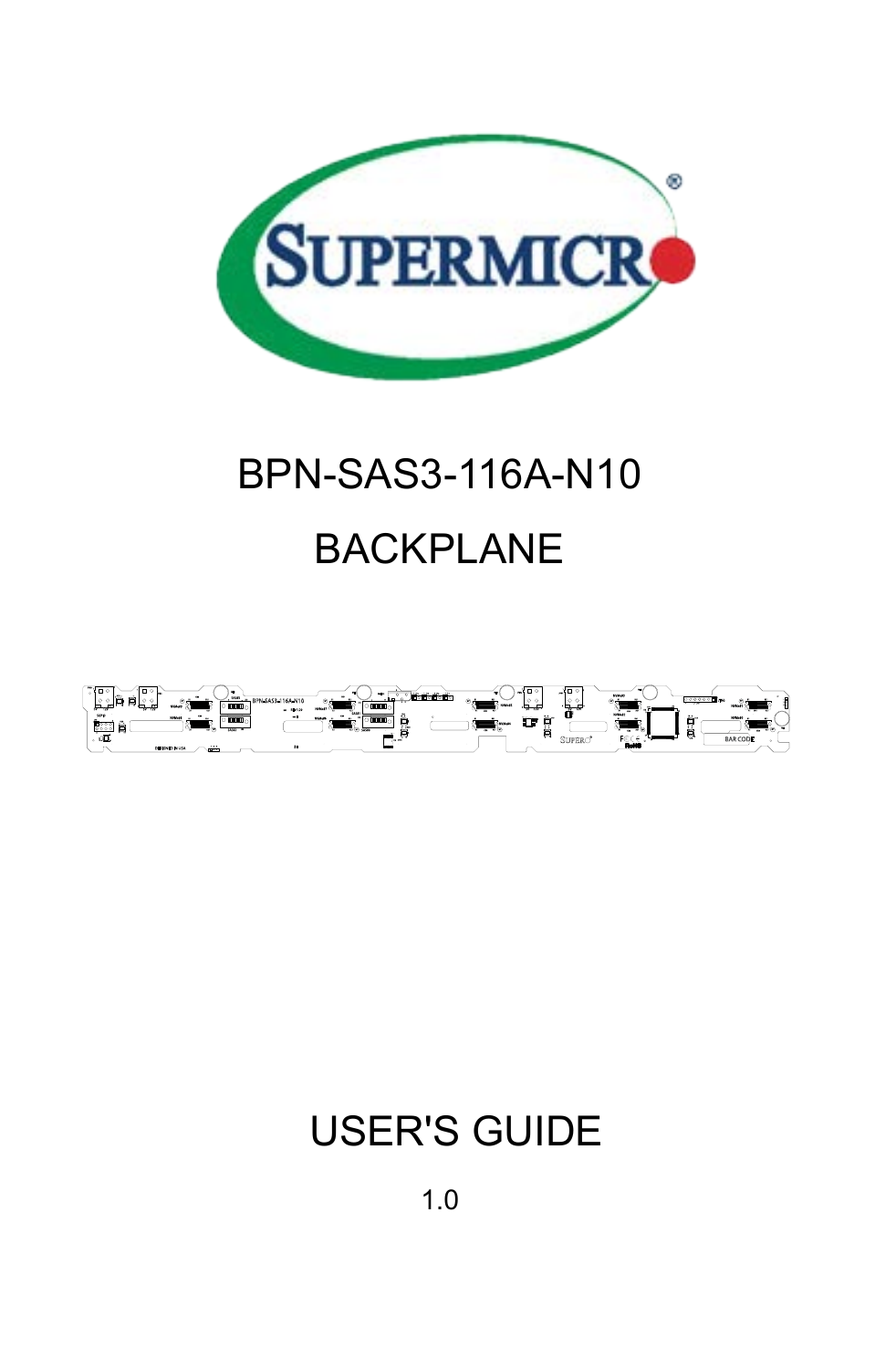# BPN-SAS3-116A-N10

# BACKPLANE

# USER'S GUIDE

1.0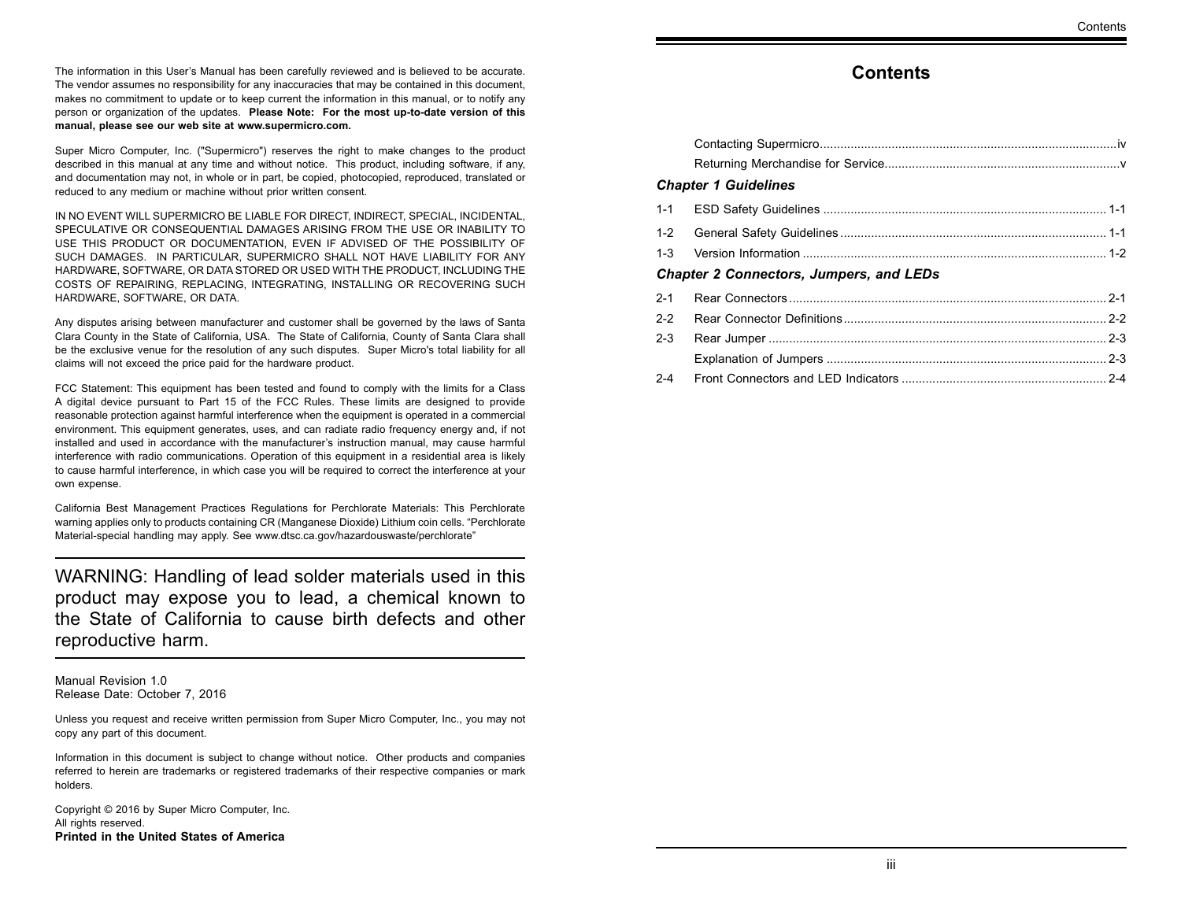The information in this User's Manual has been carefully reviewed and is believed to be accurate. The vendor assumes no responsibility for any inaccuracies that may be contained in this document, makes no commitment to update or to keep current the information in this manual, or to notify any person or organization of the updates. **Please Note: For the most up-to-date version of this manual, please see our web site at www.supermicro.com.**

Super Micro Computer, Inc. ("Supermicro") reserves the right to make changes to the product described in this manual at any time and without notice. This product, including software, if any, and documentation may not, in whole or in part, be copied, photocopied, reproduced, translated or reduced to any medium or machine without prior written consent.

IN NO EVENT WILL SUPERMICRO BE LIABLE FOR DIRECT, INDIRECT, SPECIAL, INCIDENTAL, SPECULATIVE OR CONSEQUENTIAL DAMAGES ARISING FROM THE USE OR INABILITY TO USE THIS PRODUCT OR DOCUMENTATION, EVEN IF ADVISED OF THE POSSIBILITY OF SUCH DAMAGES. IN PARTICULAR, SUPERMICRO SHALL NOT HAVE LIABILITY FOR ANY HARDWARE, SOFTWARE, OR DATA STORED OR USED WITH THE PRODUCT, INCLUDING THE COSTS OF REPAIRING, REPLACING, INTEGRATING, INSTALLING OR RECOVERING SUCH HARDWARE, SOFTWARE, OR DATA.

Any disputes arising between manufacturer and customer shall be governed by the laws of Santa Clara County in the State of California, USA. The State of California, County of Santa Clara shall be the exclusive venue for the resolution of any such disputes. Super Micro's total liability for all claims will not exceed the price paid for the hardware product.

FCC Statement: This equipment has been tested and found to comply with the limits for a Class A digital device pursuant to Part 15 of the FCC Rules. These limits are designed to provide reasonable protection against harmful interference when the equipment is operated in a commercial environment. This equipment generates, uses, and can radiate radio frequency energy and, if not installed and used in accordance with the manufacturer's instruction manual, may cause harmful interference with radio communications. Operation of this equipment in a residential area is likely to cause harmful interference, in which case you will be required to correct the interference at your own expense.

California Best Management Practices Regulations for Perchlorate Materials: This Perchlorate warning applies only to products containing CR (Manganese Dioxide) Lithium coin cells. "Perchlorate Material-special handling may apply. See www.dtsc.ca.gov/hazardouswaste/perchlorate"

---

WARNING: Handling of lead solder materials used in this product may expose you to lead, a chemical known to the State of California to cause birth defects and other reproductive harm.

---

Manual Revision 1.0
Release Date: October 7, 2016

Unless you request and receive written permission from Super Micro Computer, Inc., you may not copy any part of this document.

Information in this document is subject to change without notice. Other products and companies referred to herein are trademarks or registered trademarks of their respective companies or mark holders.

Copyright © 2016 by Super Micro Computer, Inc.
All rights reserved.
**Printed in the United States of America**

# Contents

Contacting Supermicro ...................................................... iv

Returning Merchandise for Service ...................................................... v

***Chapter 1 Guidelines***

1-1 ESD Safety Guidelines ...................................................... 1-1

1-2 General Safety Guidelines ...................................................... 1-1

1-3 Version Information ...................................................... 1-2

***Chapter 2 Connectors, Jumpers, and LEDs***

2-1 Rear Connectors ...................................................... 2-1

2-2 Rear Connector Definitions ...................................................... 2-2

2-3 Rear Jumper ...................................................... 2-3

Explanation of Jumpers ...................................................... 2-3

2-4 Front Connectors and LED Indicators ...................................................... 2-4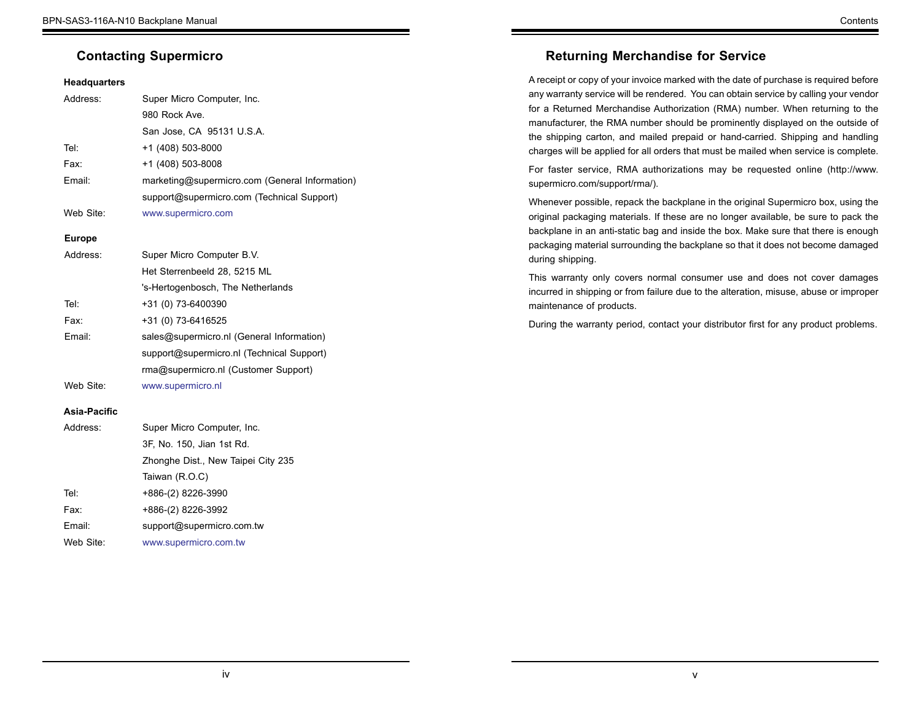## Contacting Supermicro

**Headquarters**

| | |
|---|---|
| Address: | Super Micro Computer, Inc. |
| | 980 Rock Ave. |
| | San Jose, CA 95131 U.S.A. |
| Tel: | +1 (408) 503-8000 |
| Fax: | +1 (408) 503-8008 |
| Email: | marketing@supermicro.com (General Information) |
| | support@supermicro.com (Technical Support) |
| Web Site: | www.supermicro.com |

**Europe**

| | |
|---|---|
| Address: | Super Micro Computer B.V. |
| | Het Sterrenbeeld 28, 5215 ML |
| | 's-Hertogenbosch, The Netherlands |
| Tel: | +31 (0) 73-6400390 |
| Fax: | +31 (0) 73-6416525 |
| Email: | sales@supermicro.nl (General Information) |
| | support@supermicro.nl (Technical Support) |
| | rma@supermicro.nl (Customer Support) |
| Web Site: | www.supermicro.nl |

**Asia-Pacific**

| | |
|---|---|
| Address: | Super Micro Computer, Inc. |
| | 3F, No. 150, Jian 1st Rd. |
| | Zhonghe Dist., New Taipei City 235 |
| | Taiwan (R.O.C) |
| Tel: | +886-(2) 8226-3990 |
| Fax: | +886-(2) 8226-3992 |
| Email: | support@supermicro.com.tw |
| Web Site: | www.supermicro.com.tw |

## Returning Merchandise for Service

A receipt or copy of your invoice marked with the date of purchase is required before any warranty service will be rendered. You can obtain service by calling your vendor for a Returned Merchandise Authorization (RMA) number. When returning to the manufacturer, the RMA number should be prominently displayed on the outside of the shipping carton, and mailed prepaid or hand-carried. Shipping and handling charges will be applied for all orders that must be mailed when service is complete.

For faster service, RMA authorizations may be requested online (http://www.supermicro.com/support/rma/).

Whenever possible, repack the backplane in the original Supermicro box, using the original packaging materials. If these are no longer available, be sure to pack the backplane in an anti-static bag and inside the box. Make sure that there is enough packaging material surrounding the backplane so that it does not become damaged during shipping.

This warranty only covers normal consumer use and does not cover damages incurred in shipping or from failure due to the alteration, misuse, abuse or improper maintenance of products.

During the warranty period, contact your distributor first for any product problems.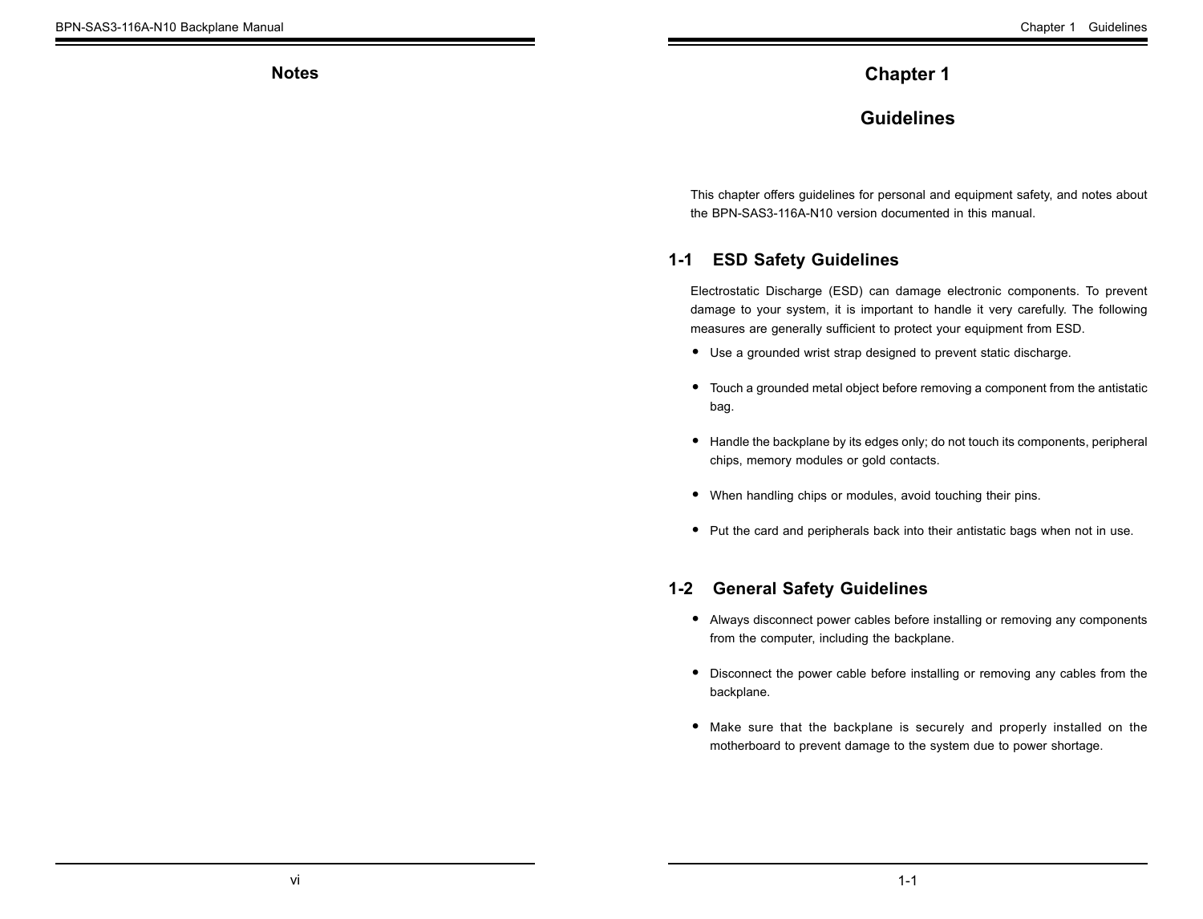## Notes

# Chapter 1

# Guidelines

This chapter offers guidelines for personal and equipment safety, and notes about the BPN-SAS3-116A-N10 version documented in this manual.

## 1-1 ESD Safety Guidelines

Electrostatic Discharge (ESD) can damage electronic components. To prevent damage to your system, it is important to handle it very carefully. The following measures are generally sufficient to protect your equipment from ESD.

- Use a grounded wrist strap designed to prevent static discharge.
- Touch a grounded metal object before removing a component from the antistatic bag.
- Handle the backplane by its edges only; do not touch its components, peripheral chips, memory modules or gold contacts.
- When handling chips or modules, avoid touching their pins.
- Put the card and peripherals back into their antistatic bags when not in use.

## 1-2 General Safety Guidelines

- Always disconnect power cables before installing or removing any components from the computer, including the backplane.
- Disconnect the power cable before installing or removing any cables from the backplane.
- Make sure that the backplane is securely and properly installed on the motherboard to prevent damage to the system due to power shortage.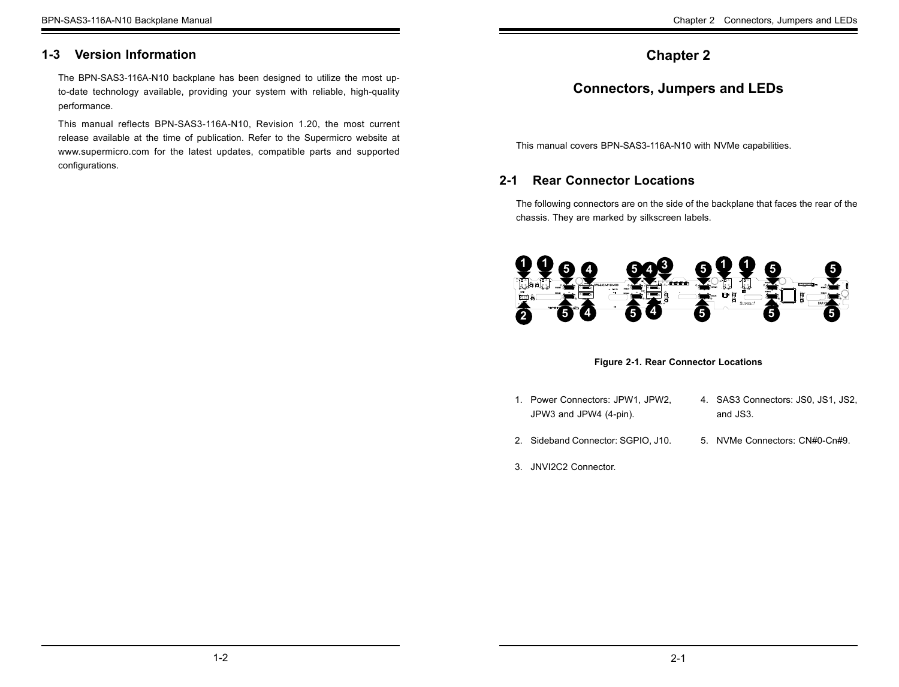## 1-3 Version Information

The BPN-SAS3-116A-N10 backplane has been designed to utilize the most up-to-date technology available, providing your system with reliable, high-quality performance.

This manual reflects BPN-SAS3-116A-N10, Revision 1.20, the most current release available at the time of publication. Refer to the Supermicro website at www.supermicro.com for the latest updates, compatible parts and supported configurations.

# Chapter 2

# Connectors, Jumpers and LEDs

This manual covers BPN-SAS3-116A-N10 with NVMe capabilities.

## 2-1 Rear Connector Locations

The following connectors are on the side of the backplane that faces the rear of the chassis. They are marked by silkscreen labels.

Figure 2-1. Rear Connector Locations

1. Power Connectors: JPW1, JPW2, JPW3 and JPW4 (4-pin).
2. Sideband Connector: SGPIO, J10.
3. JNVI2C2 Connector.
4. SAS3 Connectors: JS0, JS1, JS2, and JS3.
5. NVMe Connectors: CN#0-Cn#9.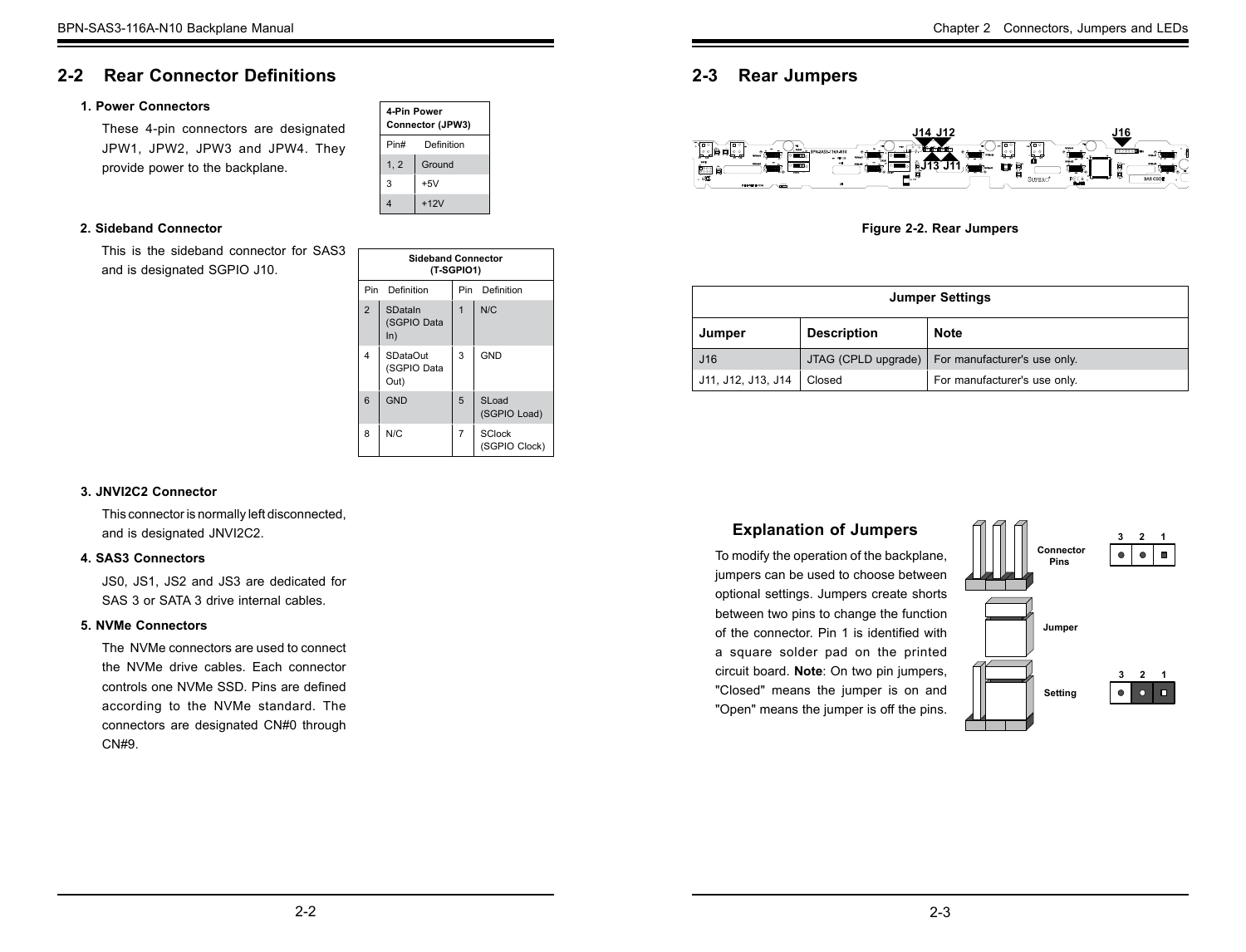## 2-2 Rear Connector Definitions

### 1. Power Connectors

These 4-pin connectors are designated JPW1, JPW2, JPW3 and JPW4. They provide power to the backplane.

| 4-Pin Power Connector (JPW3) | |
|---|---|
| Pin# | Definition |
| 1, 2 | Ground |
| 3 | +5V |
| 4 | +12V |

### 2. Sideband Connector

This is the sideband connector for SAS3 and is designated SGPIO J10.

| Sideband Connector (T-SGPIO1) | | | |
|---|---|---|---|
| Pin | Definition | Pin | Definition |
| 2 | SDataIn (SGPIO Data In) | 1 | N/C |
| 4 | SDataOut (SGPIO Data Out) | 3 | GND |
| 6 | GND | 5 | SLoad (SGPIO Load) |
| 8 | N/C | 7 | SClock (SGPIO Clock) |

### 3. JNVI2C2 Connector

This connector is normally left disconnected, and is designated JNVI2C2.

### 4. SAS3 Connectors

JS0, JS1, JS2 and JS3 are dedicated for SAS 3 or SATA 3 drive internal cables.

### 5. NVMe Connectors

The NVMe connectors are used to connect the NVMe drive cables. Each connector controls one NVMe SSD. Pins are defined according to the NVMe standard. The connectors are designated CN#0 through CN#9.

## 2-3 Rear Jumpers

J14 J12 J16 J13 J11

Figure 2-2. Rear Jumpers

| Jumper Settings | | |
|---|---|---|
| **Jumper** | **Description** | **Note** |
| J16 | JTAG (CPLD upgrade) | For manufacturer's use only. |
| J11, J12, J13, J14 | Closed | For manufacturer's use only. |

### Explanation of Jumpers

To modify the operation of the backplane, jumpers can be used to choose between optional settings. Jumpers create shorts between two pins to change the function of the connector. Pin 1 is identified with a square solder pad on the printed circuit board. **Note**: On two pin jumpers, "Closed" means the jumper is on and "Open" means the jumper is off the pins.

Connector Pins 3 2 1

Jumper

Setting 3 2 1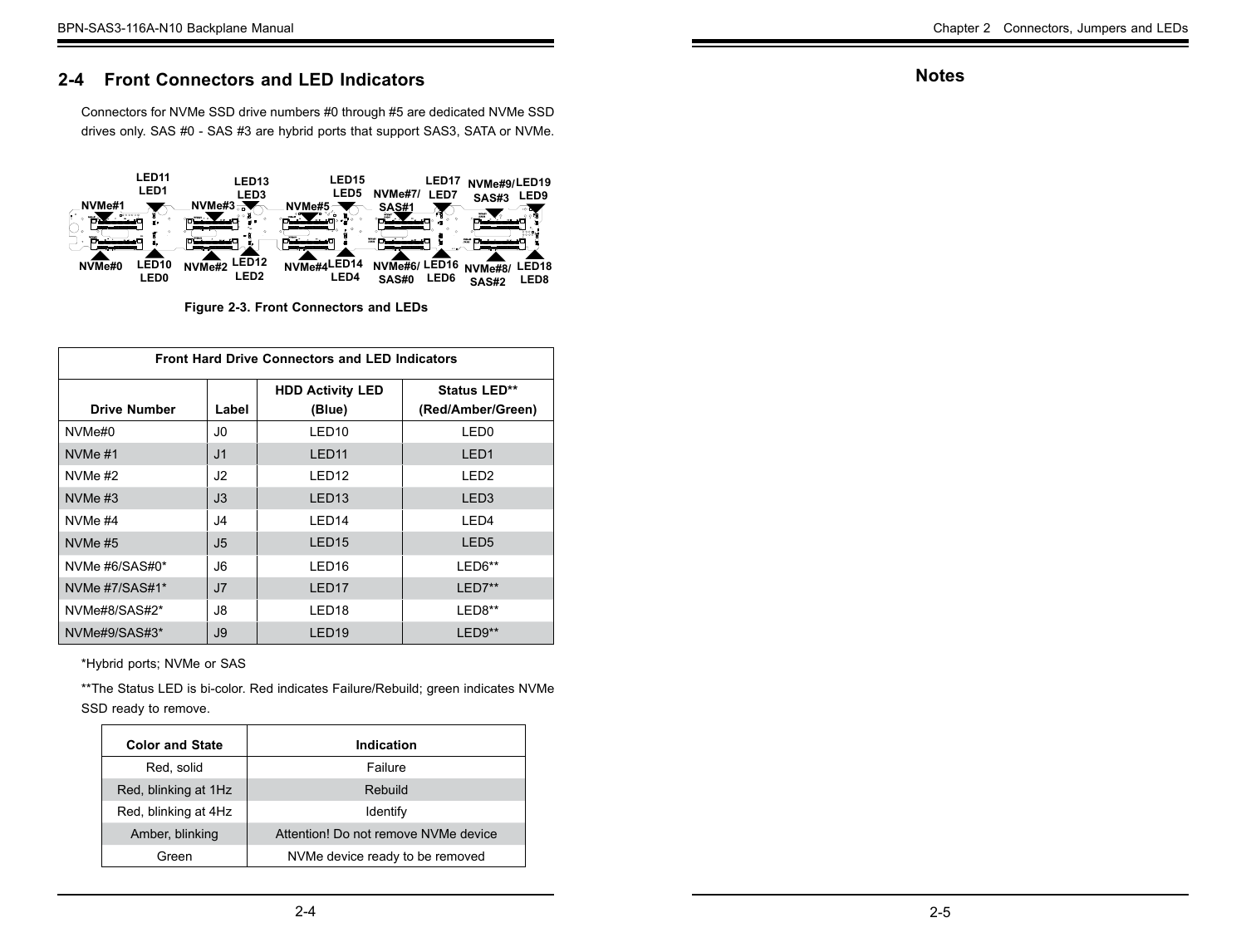## 2-4 Front Connectors and LED Indicators

Connectors for NVMe SSD drive numbers #0 through #5 are dedicated NVMe SSD drives only. SAS #0 - SAS #3 are hybrid ports that support SAS3, SATA or NVMe.

Figure 2-3. Front Connectors and LEDs

| Front Hard Drive Connectors and LED Indicators | | | |
|---|---|---|---|
| Drive Number | Label | HDD Activity LED (Blue) | Status LED** (Red/Amber/Green) |
| NVMe#0 | J0 | LED10 | LED0 |
| NVMe #1 | J1 | LED11 | LED1 |
| NVMe #2 | J2 | LED12 | LED2 |
| NVMe #3 | J3 | LED13 | LED3 |
| NVMe #4 | J4 | LED14 | LED4 |
| NVMe #5 | J5 | LED15 | LED5 |
| NVMe #6/SAS#0* | J6 | LED16 | LED6** |
| NVMe #7/SAS#1* | J7 | LED17 | LED7** |
| NVMe#8/SAS#2* | J8 | LED18 | LED8** |
| NVMe#9/SAS#3* | J9 | LED19 | LED9** |

*Hybrid ports; NVMe or SAS

**The Status LED is bi-color. Red indicates Failure/Rebuild; green indicates NVMe SSD ready to remove.

| Color and State | Indication |
|---|---|
| Red, solid | Failure |
| Red, blinking at 1Hz | Rebuild |
| Red, blinking at 4Hz | Identify |
| Amber, blinking | Attention! Do not remove NVMe device |
| Green | NVMe device ready to be removed |

## Notes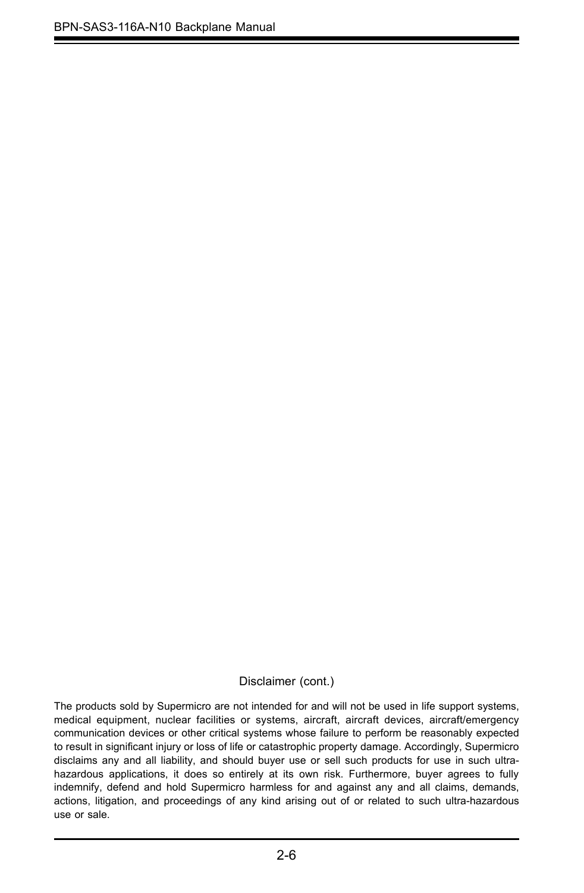Disclaimer (cont.)

The products sold by Supermicro are not intended for and will not be used in life support systems, medical equipment, nuclear facilities or systems, aircraft, aircraft devices, aircraft/emergency communication devices or other critical systems whose failure to perform be reasonably expected to result in significant injury or loss of life or catastrophic property damage. Accordingly, Supermicro disclaims any and all liability, and should buyer use or sell such products for use in such ultra-hazardous applications, it does so entirely at its own risk. Furthermore, buyer agrees to fully indemnify, defend and hold Supermicro harmless for and against any and all claims, demands, actions, litigation, and proceedings of any kind arising out of or related to such ultra-hazardous use or sale.